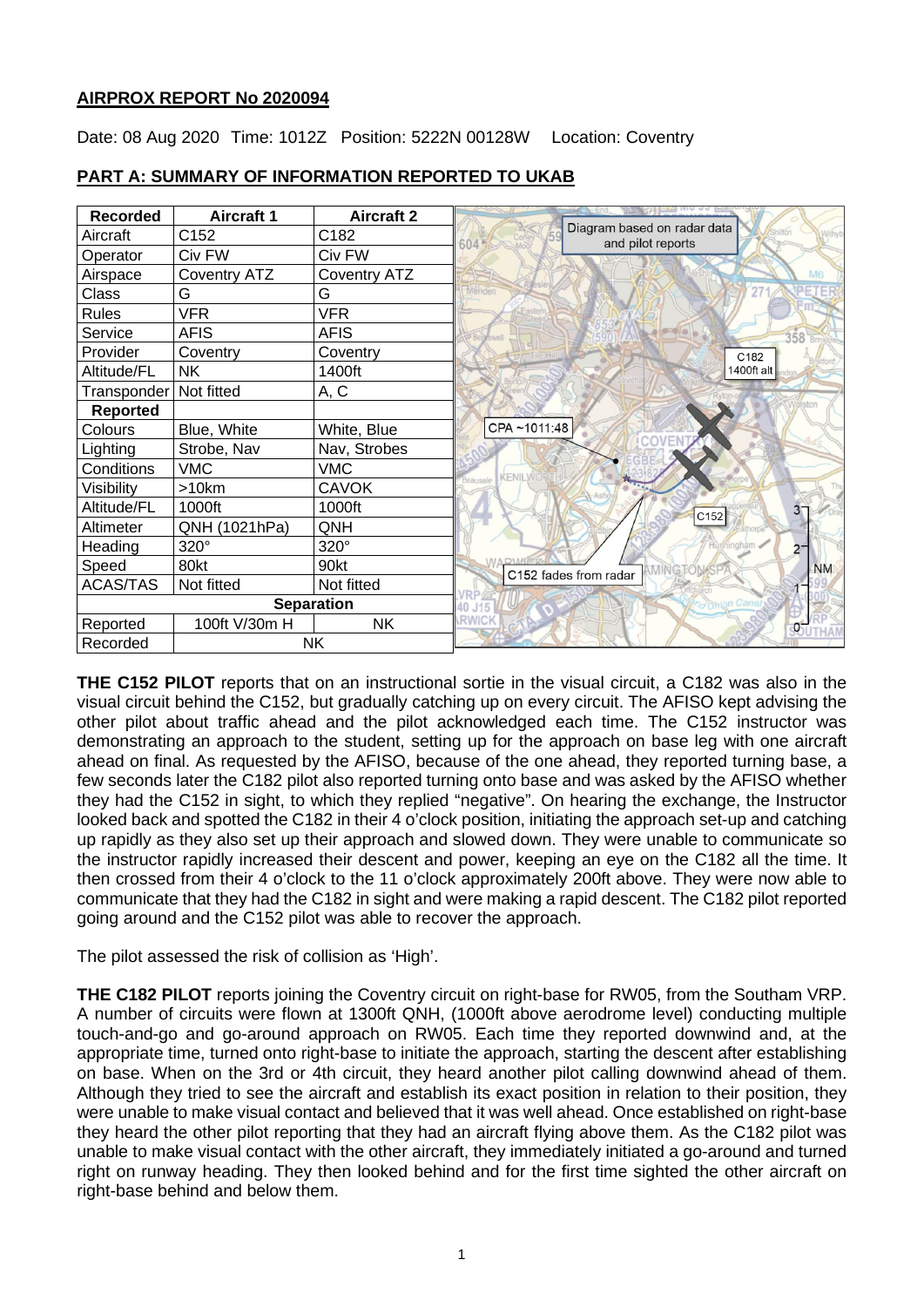# AIRPROX REPORT No 2020094

Date: 08 Aug 2020 Time: 1012Z Position: 5222N 00128W Location: Coventry

## PART A: SUMMARY OF INFORMATION REPORTED TO UKAB

| Recorded | Aircraft 1 | Aircraft 2 |
|---|---|---|
| Aircraft | C152 | C182 |
| Operator | Civ FW | Civ FW |
| Airspace | Coventry ATZ | Coventry ATZ |
| Class | G | G |
| Rules | VFR | VFR |
| Service | AFIS | AFIS |
| Provider | Coventry | Coventry |
| Altitude/FL | NK | 1400ft |
| Transponder | Not fitted | A, C |
| **Reported** | | |
| Colours | Blue, White | White, Blue |
| Lighting | Strobe, Nav | Nav, Strobes |
| Conditions | VMC | VMC |
| Visibility | >10km | CAVOK |
| Altitude/FL | 1000ft | 1000ft |
| Altimeter | QNH (1021hPa) | QNH |
| Heading | 320° | 320° |
| Speed | 80kt | 90kt |
| ACAS/TAS | Not fitted | Not fitted |
| **Separation** | | |
| Reported | 100ft V/30m H | NK |
| Recorded | NK | |

Diagram based on radar data and pilot reports

**THE C152 PILOT** reports that on an instructional sortie in the visual circuit, a C182 was also in the visual circuit behind the C152, but gradually catching up on every circuit. The AFISO kept advising the other pilot about traffic ahead and the pilot acknowledged each time. The C152 instructor was demonstrating an approach to the student, setting up for the approach on base leg with one aircraft ahead on final. As requested by the AFISO, because of the one ahead, they reported turning base, a few seconds later the C182 pilot also reported turning onto base and was asked by the AFISO whether they had the C152 in sight, to which they replied "negative". On hearing the exchange, the Instructor looked back and spotted the C182 in their 4 o'clock position, initiating the approach set-up and catching up rapidly as they also set up their approach and slowed down. They were unable to communicate so the instructor rapidly increased their descent and power, keeping an eye on the C182 all the time. It then crossed from their 4 o'clock to the 11 o'clock approximately 200ft above. They were now able to communicate that they had the C182 in sight and were making a rapid descent. The C182 pilot reported going around and the C152 pilot was able to recover the approach.

The pilot assessed the risk of collision as 'High'.

**THE C182 PILOT** reports joining the Coventry circuit on right-base for RW05, from the Southam VRP. A number of circuits were flown at 1300ft QNH, (1000ft above aerodrome level) conducting multiple touch-and-go and go-around approach on RW05. Each time they reported downwind and, at the appropriate time, turned onto right-base to initiate the approach, starting the descent after establishing on base. When on the 3rd or 4th circuit, they heard another pilot calling downwind ahead of them. Although they tried to see the aircraft and establish its exact position in relation to their position, they were unable to make visual contact and believed that it was well ahead. Once established on right-base they heard the other pilot reporting that they had an aircraft flying above them. As the C182 pilot was unable to make visual contact with the other aircraft, they immediately initiated a go-around and turned right on runway heading. They then looked behind and for the first time sighted the other aircraft on right-base behind and below them.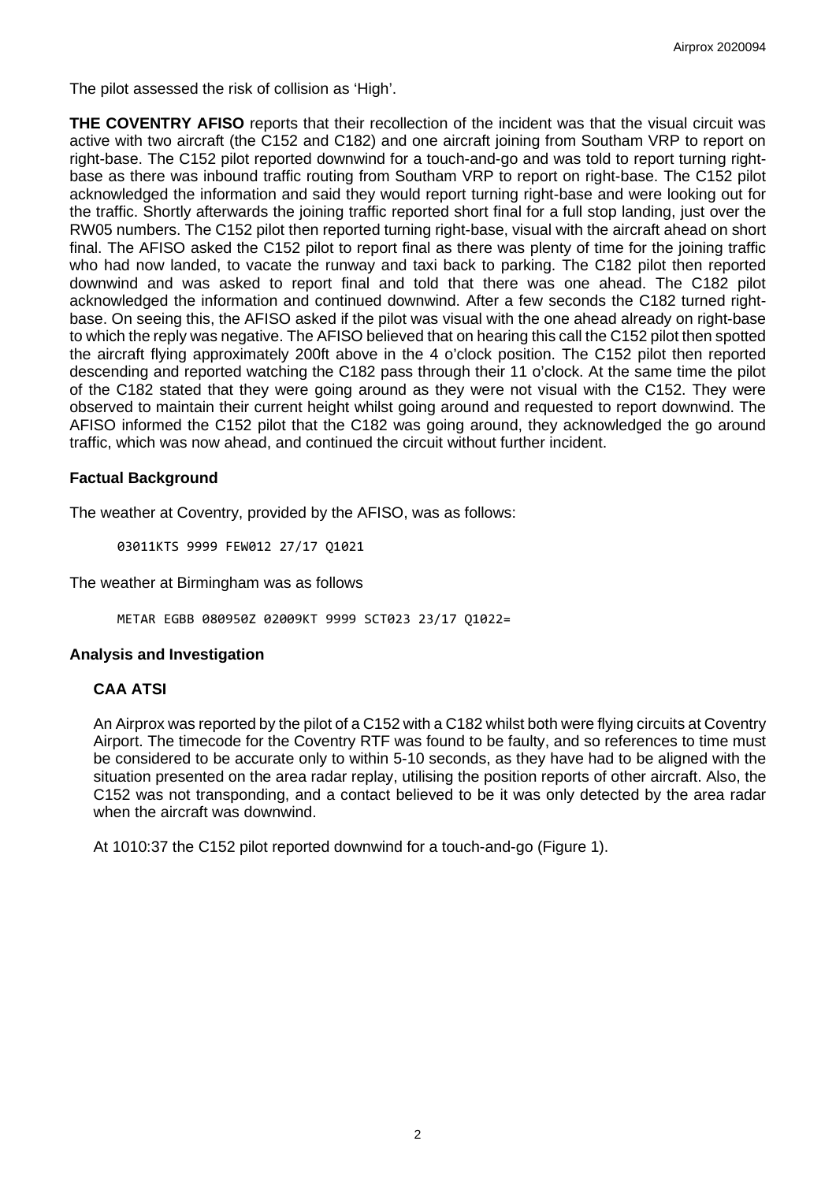The pilot assessed the risk of collision as 'High'.

**THE COVENTRY AFISO** reports that their recollection of the incident was that the visual circuit was active with two aircraft (the C152 and C182) and one aircraft joining from Southam VRP to report on right-base. The C152 pilot reported downwind for a touch-and-go and was told to report turning right-base as there was inbound traffic routing from Southam VRP to report on right-base. The C152 pilot acknowledged the information and said they would report turning right-base and were looking out for the traffic. Shortly afterwards the joining traffic reported short final for a full stop landing, just over the RW05 numbers. The C152 pilot then reported turning right-base, visual with the aircraft ahead on short final. The AFISO asked the C152 pilot to report final as there was plenty of time for the joining traffic who had now landed, to vacate the runway and taxi back to parking. The C182 pilot then reported downwind and was asked to report final and told that there was one ahead. The C182 pilot acknowledged the information and continued downwind. After a few seconds the C182 turned right-base. On seeing this, the AFISO asked if the pilot was visual with the one ahead already on right-base to which the reply was negative. The AFISO believed that on hearing this call the C152 pilot then spotted the aircraft flying approximately 200ft above in the 4 o'clock position. The C152 pilot then reported descending and reported watching the C182 pass through their 11 o'clock. At the same time the pilot of the C182 stated that they were going around as they were not visual with the C152. They were observed to maintain their current height whilst going around and requested to report downwind. The AFISO informed the C152 pilot that the C182 was going around, they acknowledged the go around traffic, which was now ahead, and continued the circuit without further incident.

### Factual Background

The weather at Coventry, provided by the AFISO, was as follows:

```
03011KTS 9999 FEW012 27/17 Q1021
```

The weather at Birmingham was as follows

```
METAR EGBB 080950Z 02009KT 9999 SCT023 23/17 Q1022=
```

### Analysis and Investigation

#### CAA ATSI

An Airprox was reported by the pilot of a C152 with a C182 whilst both were flying circuits at Coventry Airport. The timecode for the Coventry RTF was found to be faulty, and so references to time must be considered to be accurate only to within 5-10 seconds, as they have had to be aligned with the situation presented on the area radar replay, utilising the position reports of other aircraft. Also, the C152 was not transponding, and a contact believed to be it was only detected by the area radar when the aircraft was downwind.

At 1010:37 the C152 pilot reported downwind for a touch-and-go (Figure 1).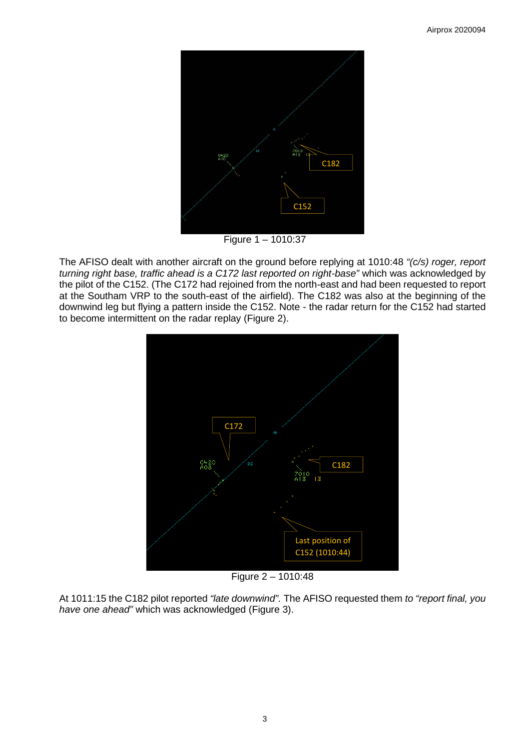Figure 1 – 1010:37

The AFISO dealt with another aircraft on the ground before replying at 1010:48 *"(c/s) roger, report turning right base, traffic ahead is a C172 last reported on right-base"* which was acknowledged by the pilot of the C152. (The C172 had rejoined from the north-east and had been requested to report at the Southam VRP to the south-east of the airfield). The C182 was also at the beginning of the downwind leg but flying a pattern inside the C152. Note - the radar return for the C152 had started to become intermittent on the radar replay (Figure 2).

Figure 2 – 1010:48

At 1011:15 the C182 pilot reported *"late downwind".* The AFISO requested them *to "report final, you have one ahead"* which was acknowledged (Figure 3).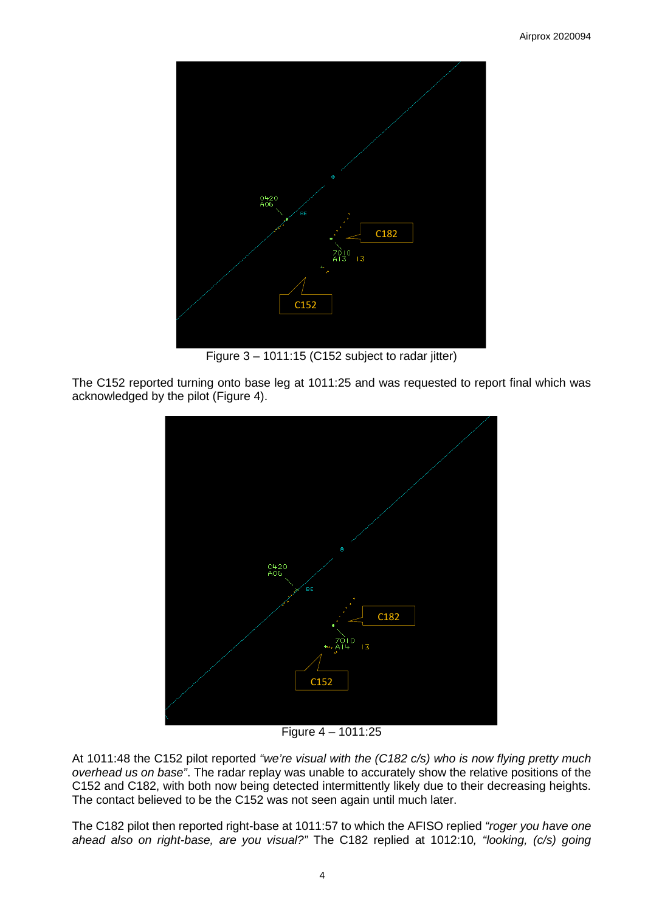Figure 3 – 1011:15 (C152 subject to radar jitter)

The C152 reported turning onto base leg at 1011:25 and was requested to report final which was acknowledged by the pilot (Figure 4).

Figure 4 – 1011:25

At 1011:48 the C152 pilot reported *"we're visual with the (C182 c/s) who is now flying pretty much overhead us on base"*. The radar replay was unable to accurately show the relative positions of the C152 and C182, with both now being detected intermittently likely due to their decreasing heights. The contact believed to be the C152 was not seen again until much later.

The C182 pilot then reported right-base at 1011:57 to which the AFISO replied *"roger you have one ahead also on right-base, are you visual?"* The C182 replied at 1012:10*, "looking, (c/s) going*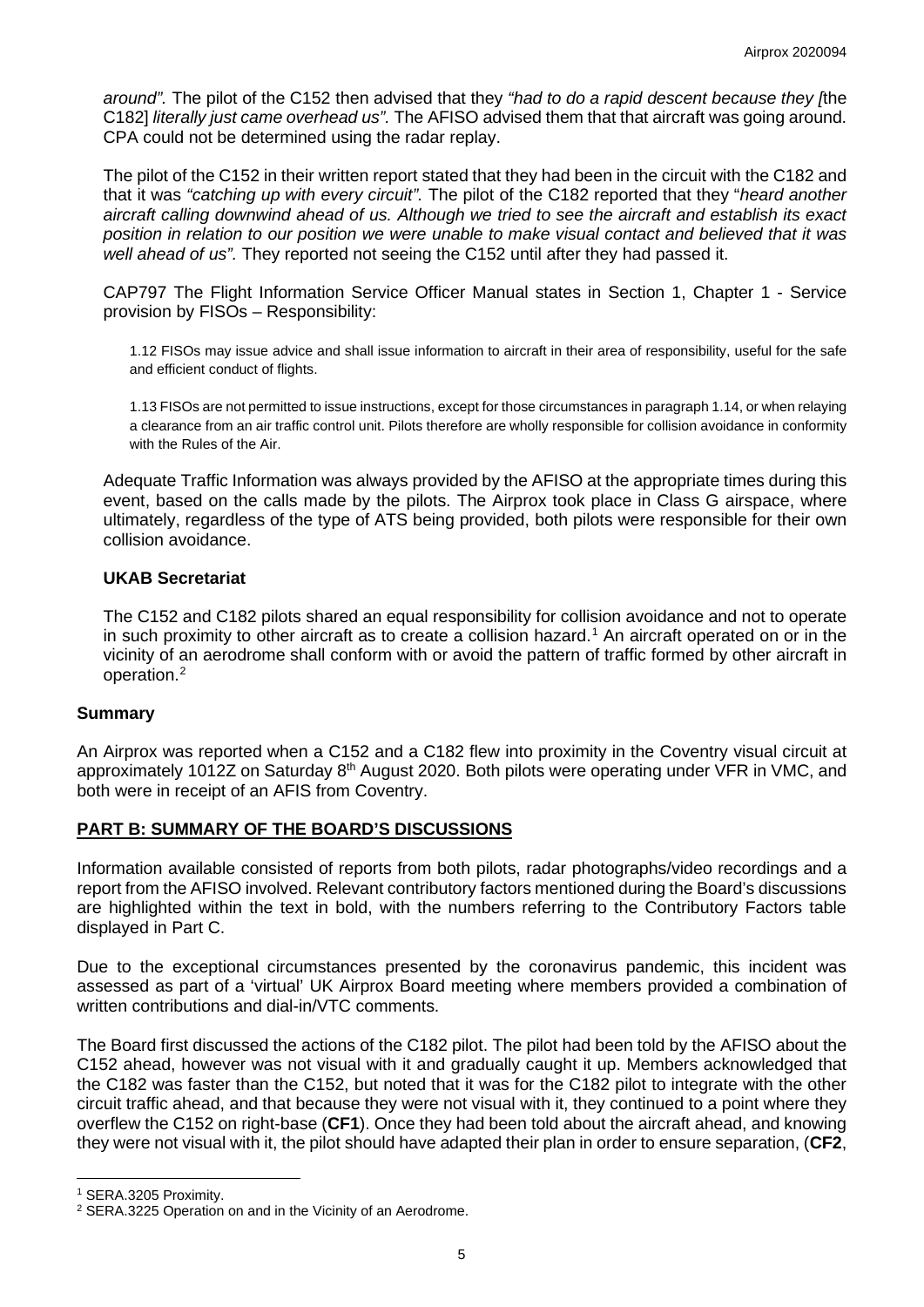*around".* The pilot of the C152 then advised that they *"had to do a rapid descent because they [*the C182] *literally just came overhead us".* The AFISO advised them that that aircraft was going around. CPA could not be determined using the radar replay.

The pilot of the C152 in their written report stated that they had been in the circuit with the C182 and that it was *"catching up with every circuit".* The pilot of the C182 reported that they "*heard another aircraft calling downwind ahead of us. Although we tried to see the aircraft and establish its exact position in relation to our position we were unable to make visual contact and believed that it was well ahead of us".* They reported not seeing the C152 until after they had passed it.

CAP797 The Flight Information Service Officer Manual states in Section 1, Chapter 1 - Service provision by FISOs – Responsibility:

> 1.12 FISOs may issue advice and shall issue information to aircraft in their area of responsibility, useful for the safe and efficient conduct of flights.
>
> 1.13 FISOs are not permitted to issue instructions, except for those circumstances in paragraph 1.14, or when relaying a clearance from an air traffic control unit. Pilots therefore are wholly responsible for collision avoidance in conformity with the Rules of the Air.

Adequate Traffic Information was always provided by the AFISO at the appropriate times during this event, based on the calls made by the pilots. The Airprox took place in Class G airspace, where ultimately, regardless of the type of ATS being provided, both pilots were responsible for their own collision avoidance.

### UKAB Secretariat

The C152 and C182 pilots shared an equal responsibility for collision avoidance and not to operate in such proximity to other aircraft as to create a collision hazard.[1] An aircraft operated on or in the vicinity of an aerodrome shall conform with or avoid the pattern of traffic formed by other aircraft in operation.[2]

## Summary

An Airprox was reported when a C152 and a C182 flew into proximity in the Coventry visual circuit at approximately 1012Z on Saturday 8th August 2020. Both pilots were operating under VFR in VMC, and both were in receipt of an AFIS from Coventry.

## PART B: SUMMARY OF THE BOARD'S DISCUSSIONS

Information available consisted of reports from both pilots, radar photographs/video recordings and a report from the AFISO involved. Relevant contributory factors mentioned during the Board's discussions are highlighted within the text in bold, with the numbers referring to the Contributory Factors table displayed in Part C.

Due to the exceptional circumstances presented by the coronavirus pandemic, this incident was assessed as part of a 'virtual' UK Airprox Board meeting where members provided a combination of written contributions and dial-in/VTC comments.

The Board first discussed the actions of the C182 pilot. The pilot had been told by the AFISO about the C152 ahead, however was not visual with it and gradually caught it up. Members acknowledged that the C182 was faster than the C152, but noted that it was for the C182 pilot to integrate with the other circuit traffic ahead, and that because they were not visual with it, they continued to a point where they overflew the C152 on right-base (**CF1**). Once they had been told about the aircraft ahead, and knowing they were not visual with it, the pilot should have adapted their plan in order to ensure separation, (**CF2**,

---

[1] SERA.3205 Proximity.

[2] SERA.3225 Operation on and in the Vicinity of an Aerodrome.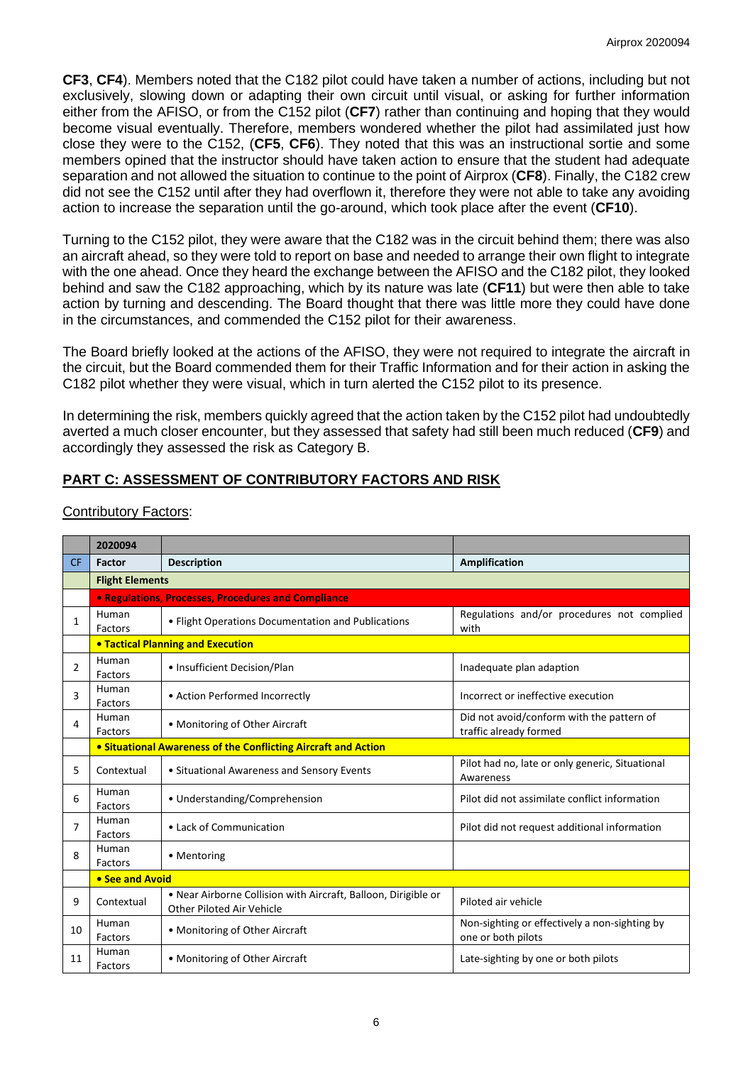**CF3**, **CF4**). Members noted that the C182 pilot could have taken a number of actions, including but not exclusively, slowing down or adapting their own circuit until visual, or asking for further information either from the AFISO, or from the C152 pilot (**CF7**) rather than continuing and hoping that they would become visual eventually. Therefore, members wondered whether the pilot had assimilated just how close they were to the C152, (**CF5**, **CF6**). They noted that this was an instructional sortie and some members opined that the instructor should have taken action to ensure that the student had adequate separation and not allowed the situation to continue to the point of Airprox (**CF8**). Finally, the C182 crew did not see the C152 until after they had overflown it, therefore they were not able to take any avoiding action to increase the separation until the go-around, which took place after the event (**CF10**).

Turning to the C152 pilot, they were aware that the C182 was in the circuit behind them; there was also an aircraft ahead, so they were told to report on base and needed to arrange their own flight to integrate with the one ahead. Once they heard the exchange between the AFISO and the C182 pilot, they looked behind and saw the C182 approaching, which by its nature was late (**CF11**) but were then able to take action by turning and descending. The Board thought that there was little more they could have done in the circumstances, and commended the C152 pilot for their awareness.

The Board briefly looked at the actions of the AFISO, they were not required to integrate the aircraft in the circuit, but the Board commended them for their Traffic Information and for their action in asking the C182 pilot whether they were visual, which in turn alerted the C152 pilot to its presence.

In determining the risk, members quickly agreed that the action taken by the C152 pilot had undoubtedly averted a much closer encounter, but they assessed that safety had still been much reduced (**CF9**) and accordingly they assessed the risk as Category B.

## PART C: ASSESSMENT OF CONTRIBUTORY FACTORS AND RISK

Contributory Factors:

| | 2020094 | | |
|---|---|---|---|
| **CF** | **Factor** | **Description** | **Amplification** |
| | **Flight Elements** | | |
| | **• Regulations, Processes, Procedures and Compliance** | | |
| 1 | Human Factors | • Flight Operations Documentation and Publications | Regulations and/or procedures not complied with |
| | **• Tactical Planning and Execution** | | |
| 2 | Human Factors | • Insufficient Decision/Plan | Inadequate plan adaption |
| 3 | Human Factors | • Action Performed Incorrectly | Incorrect or ineffective execution |
| 4 | Human Factors | • Monitoring of Other Aircraft | Did not avoid/conform with the pattern of traffic already formed |
| | **• Situational Awareness of the Conflicting Aircraft and Action** | | |
| 5 | Contextual | • Situational Awareness and Sensory Events | Pilot had no, late or only generic, Situational Awareness |
| 6 | Human Factors | • Understanding/Comprehension | Pilot did not assimilate conflict information |
| 7 | Human Factors | • Lack of Communication | Pilot did not request additional information |
| 8 | Human Factors | • Mentoring | |
| | **• See and Avoid** | | |
| 9 | Contextual | • Near Airborne Collision with Aircraft, Balloon, Dirigible or Other Piloted Air Vehicle | Piloted air vehicle |
| 10 | Human Factors | • Monitoring of Other Aircraft | Non-sighting or effectively a non-sighting by one or both pilots |
| 11 | Human Factors | • Monitoring of Other Aircraft | Late-sighting by one or both pilots |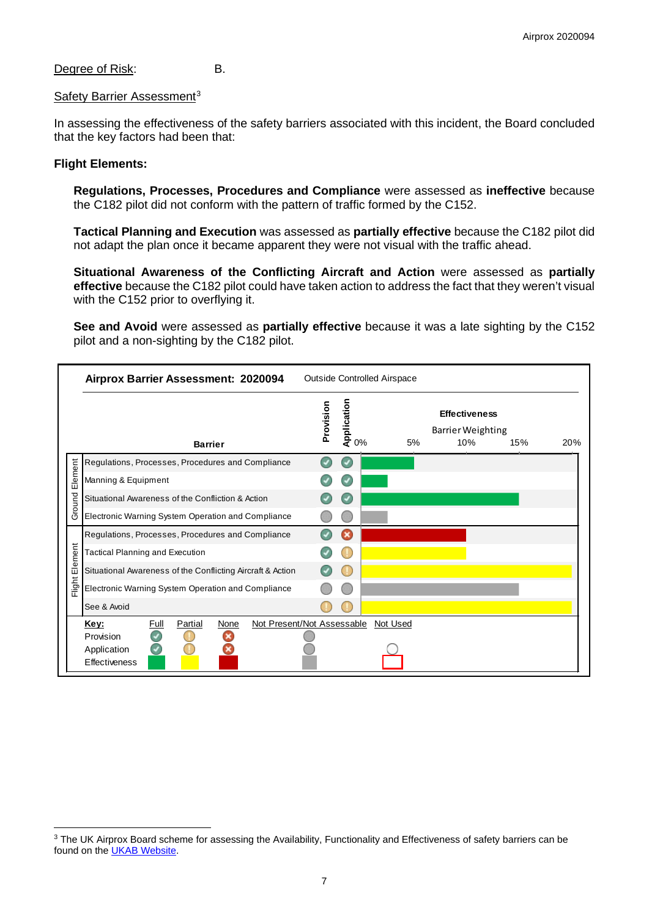Degree of Risk: B.

Safety Barrier Assessment[3]

In assessing the effectiveness of the safety barriers associated with this incident, the Board concluded that the key factors had been that:

**Flight Elements:**

**Regulations, Processes, Procedures and Compliance** were assessed as **ineffective** because the C182 pilot did not conform with the pattern of traffic formed by the C152.

**Tactical Planning and Execution** was assessed as **partially effective** because the C182 pilot did not adapt the plan once it became apparent they were not visual with the traffic ahead.

**Situational Awareness of the Conflicting Aircraft and Action** were assessed as **partially effective** because the C182 pilot could have taken action to address the fact that they weren't visual with the C152 prior to overflying it.

**See and Avoid** were assessed as **partially effective** because it was a late sighting by the C152 pilot and a non-sighting by the C182 pilot.

**Airprox Barrier Assessment: 2020094**

Outside Controlled Airspace

Barrier

Provision

Application

Effectiveness

Barrier Weighting

0%

5%

10%

15%

20%

Ground Element

Regulations, Processes, Procedures and Compliance

Manning & Equipment

Situational Awareness of the Confliction & Action

Electronic Warning System Operation and Compliance

Flight Element

Regulations, Processes, Procedures and Compliance

Tactical Planning and Execution

Situational Awareness of the Conflicting Aircraft & Action

Electronic Warning System Operation and Compliance

See & Avoid

Key: Full Partial None Not Present/Not Assessable Not Used

Provision

Application

Effectiveness

[3] The UK Airprox Board scheme for assessing the Availability, Functionality and Effectiveness of safety barriers can be found on the UKAB Website.